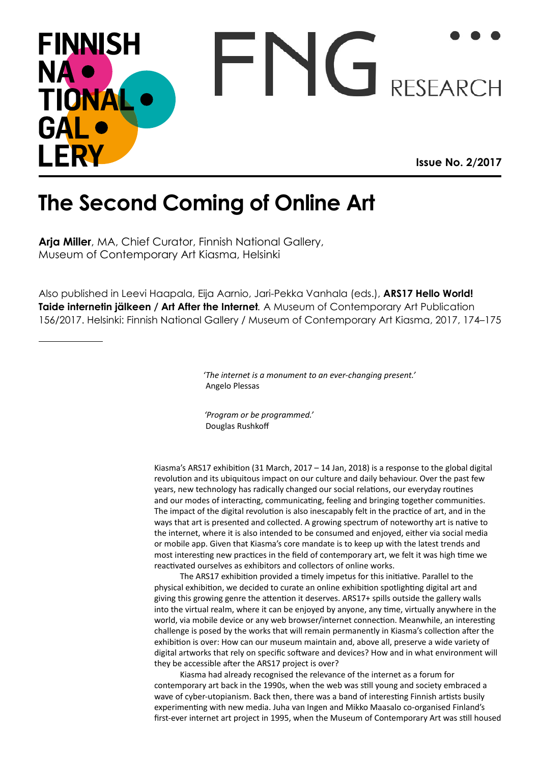FINNISH NATIONAL GALLERY

FNG RESEARCH

Issue No. 2/2017

# The Second Coming of Online Art

**Arja Miller**, MA, Chief Curator, Finnish National Gallery, Museum of Contemporary Art Kiasma, Helsinki

Also published in Leevi Haapala, Eija Aarnio, Jari-Pekka Vanhala (eds.), **ARS17 Hello World! Taide internetin jälkeen / Art After the Internet**. A Museum of Contemporary Art Publication 156/2017. Helsinki: Finnish National Gallery / Museum of Contemporary Art Kiasma, 2017, 174–175

---

> *'The internet is a monument to an ever-changing present.'*
> Angelo Plessas

> *'Program or be programmed.'*
> Douglas Rushkoff

Kiasma's ARS17 exhibition (31 March, 2017 – 14 Jan, 2018) is a response to the global digital revolution and its ubiquitous impact on our culture and daily behaviour. Over the past few years, new technology has radically changed our social relations, our everyday routines and our modes of interacting, communicating, feeling and bringing together communities. The impact of the digital revolution is also inescapably felt in the practice of art, and in the ways that art is presented and collected. A growing spectrum of noteworthy art is native to the internet, where it is also intended to be consumed and enjoyed, either via social media or mobile app. Given that Kiasma's core mandate is to keep up with the latest trends and most interesting new practices in the field of contemporary art, we felt it was high time we reactivated ourselves as exhibitors and collectors of online works.

The ARS17 exhibition provided a timely impetus for this initiative. Parallel to the physical exhibition, we decided to curate an online exhibition spotlighting digital art and giving this growing genre the attention it deserves. ARS17+ spills outside the gallery walls into the virtual realm, where it can be enjoyed by anyone, any time, virtually anywhere in the world, via mobile device or any web browser/internet connection. Meanwhile, an interesting challenge is posed by the works that will remain permanently in Kiasma's collection after the exhibition is over: How can our museum maintain and, above all, preserve a wide variety of digital artworks that rely on specific software and devices? How and in what environment will they be accessible after the ARS17 project is over?

Kiasma had already recognised the relevance of the internet as a forum for contemporary art back in the 1990s, when the web was still young and society embraced a wave of cyber-utopianism. Back then, there was a band of interesting Finnish artists busily experimenting with new media. Juha van Ingen and Mikko Maasalo co-organised Finland's first-ever internet art project in 1995, when the Museum of Contemporary Art was still housed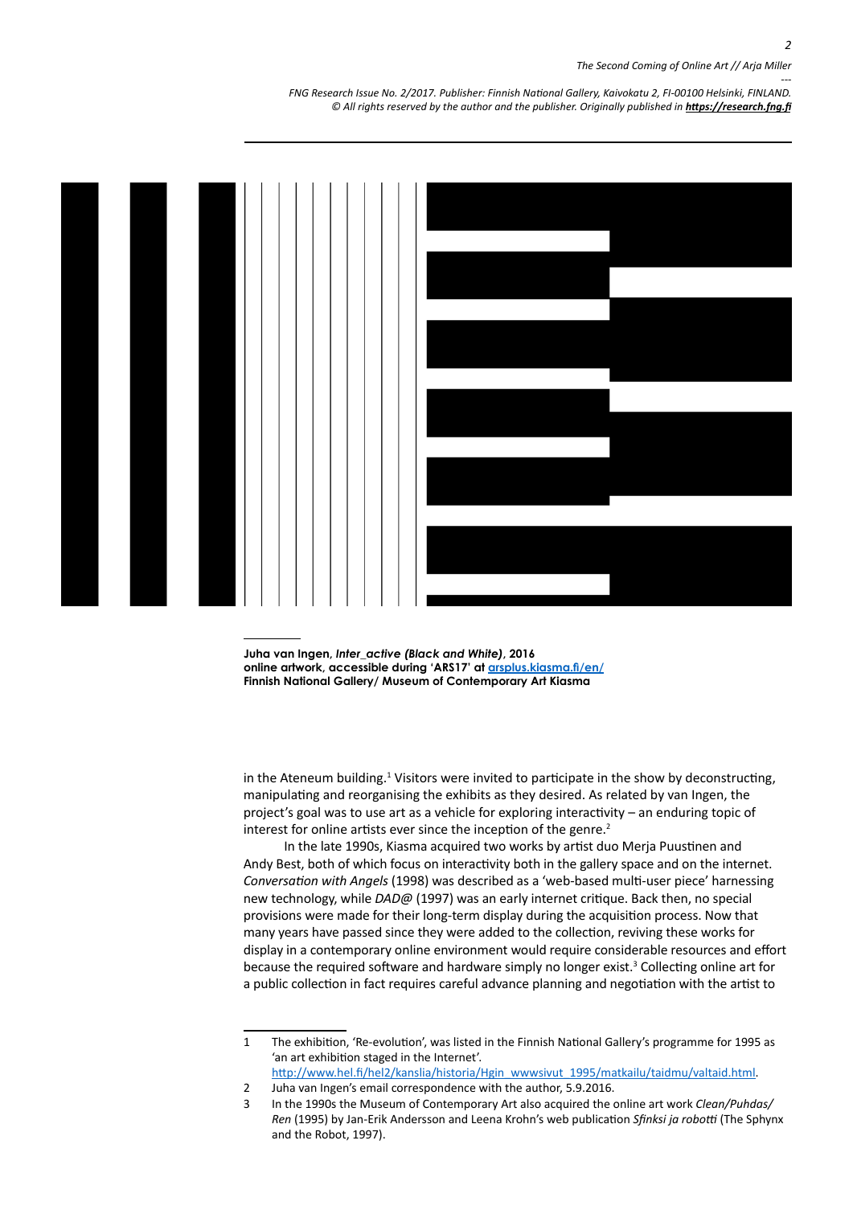**Juha van Ingen, *Inter_active (Black and White)*, 2016**
**online artwork, accessible during 'ARS17' at [arsplus.kiasma.fi/en/](arsplus.kiasma.fi/en/)**
**Finnish National Gallery/ Museum of Contemporary Art Kiasma**

in the Ateneum building.[1] Visitors were invited to participate in the show by deconstructing, manipulating and reorganising the exhibits as they desired. As related by van Ingen, the project's goal was to use art as a vehicle for exploring interactivity – an enduring topic of interest for online artists ever since the inception of the genre.[2]

In the late 1990s, Kiasma acquired two works by artist duo Merja Puustinen and Andy Best, both of which focus on interactivity both in the gallery space and on the internet. *Conversation with Angels* (1998) was described as a 'web-based multi-user piece' harnessing new technology, while *DAD@* (1997) was an early internet critique. Back then, no special provisions were made for their long-term display during the acquisition process. Now that many years have passed since they were added to the collection, reviving these works for display in a contemporary online environment would require considerable resources and effort because the required software and hardware simply no longer exist.[3] Collecting online art for a public collection in fact requires careful advance planning and negotiation with the artist to

---

1 The exhibition, 'Re-evolution', was listed in the Finnish National Gallery's programme for 1995 as 'an art exhibition staged in the Internet'. [http://www.hel.fi/hel2/kanslia/historia/Hgin_wwwsivut_1995/matkailu/taidmu/valtaid.html](http://www.hel.fi/hel2/kanslia/historia/Hgin_wwwsivut_1995/matkailu/taidmu/valtaid.html).

2 Juha van Ingen's email correspondence with the author, 5.9.2016.

3 In the 1990s the Museum of Contemporary Art also acquired the online art work *Clean/Puhdas/Ren* (1995) by Jan-Erik Andersson and Leena Krohn's web publication *Sfinksi ja robotti* (The Sphynx and the Robot, 1997).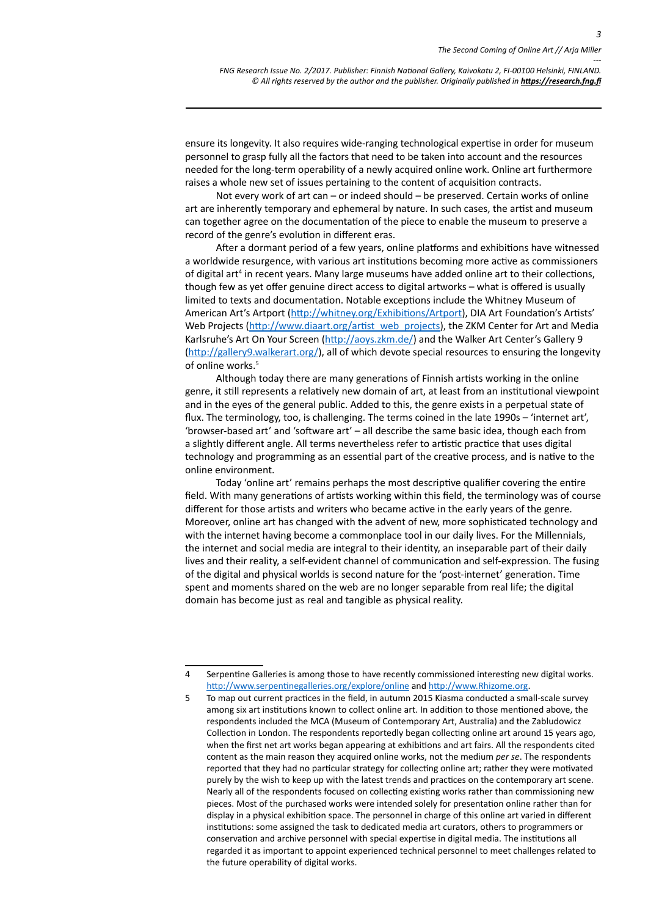ensure its longevity. It also requires wide-ranging technological expertise in order for museum personnel to grasp fully all the factors that need to be taken into account and the resources needed for the long-term operability of a newly acquired online work. Online art furthermore raises a whole new set of issues pertaining to the content of acquisition contracts.

Not every work of art can – or indeed should – be preserved. Certain works of online art are inherently temporary and ephemeral by nature. In such cases, the artist and museum can together agree on the documentation of the piece to enable the museum to preserve a record of the genre's evolution in different eras.

After a dormant period of a few years, online platforms and exhibitions have witnessed a worldwide resurgence, with various art institutions becoming more active as commissioners of digital art[4] in recent years. Many large museums have added online art to their collections, though few as yet offer genuine direct access to digital artworks – what is offered is usually limited to texts and documentation. Notable exceptions include the Whitney Museum of American Art's Artport (http://whitney.org/Exhibitions/Artport), DIA Art Foundation's Artists' Web Projects (http://www.diaart.org/artist_web_projects), the ZKM Center for Art and Media Karlsruhe's Art On Your Screen (http://aoys.zkm.de/) and the Walker Art Center's Gallery 9 (http://gallery9.walkerart.org/), all of which devote special resources to ensuring the longevity of online works.[5]

Although today there are many generations of Finnish artists working in the online genre, it still represents a relatively new domain of art, at least from an institutional viewpoint and in the eyes of the general public. Added to this, the genre exists in a perpetual state of flux. The terminology, too, is challenging. The terms coined in the late 1990s – 'internet art', 'browser-based art' and 'software art' – all describe the same basic idea, though each from a slightly different angle. All terms nevertheless refer to artistic practice that uses digital technology and programming as an essential part of the creative process, and is native to the online environment.

Today 'online art' remains perhaps the most descriptive qualifier covering the entire field. With many generations of artists working within this field, the terminology was of course different for those artists and writers who became active in the early years of the genre. Moreover, online art has changed with the advent of new, more sophisticated technology and with the internet having become a commonplace tool in our daily lives. For the Millennials, the internet and social media are integral to their identity, an inseparable part of their daily lives and their reality, a self-evident channel of communication and self-expression. The fusing of the digital and physical worlds is second nature for the 'post-internet' generation. Time spent and moments shared on the web are no longer separable from real life; the digital domain has become just as real and tangible as physical reality.

---

4 Serpentine Galleries is among those to have recently commissioned interesting new digital works. http://www.serpentinegalleries.org/explore/online and http://www.Rhizome.org.

5 To map out current practices in the field, in autumn 2015 Kiasma conducted a small-scale survey among six art institutions known to collect online art. In addition to those mentioned above, the respondents included the MCA (Museum of Contemporary Art, Australia) and the Zabludowicz Collection in London. The respondents reportedly began collecting online art around 15 years ago, when the first net art works began appearing at exhibitions and art fairs. All the respondents cited content as the main reason they acquired online works, not the medium *per se*. The respondents reported that they had no particular strategy for collecting online art; rather they were motivated purely by the wish to keep up with the latest trends and practices on the contemporary art scene. Nearly all of the respondents focused on collecting existing works rather than commissioning new pieces. Most of the purchased works were intended solely for presentation online rather than for display in a physical exhibition space. The personnel in charge of this online art varied in different institutions: some assigned the task to dedicated media art curators, others to programmers or conservation and archive personnel with special expertise in digital media. The institutions all regarded it as important to appoint experienced technical personnel to meet challenges related to the future operability of digital works.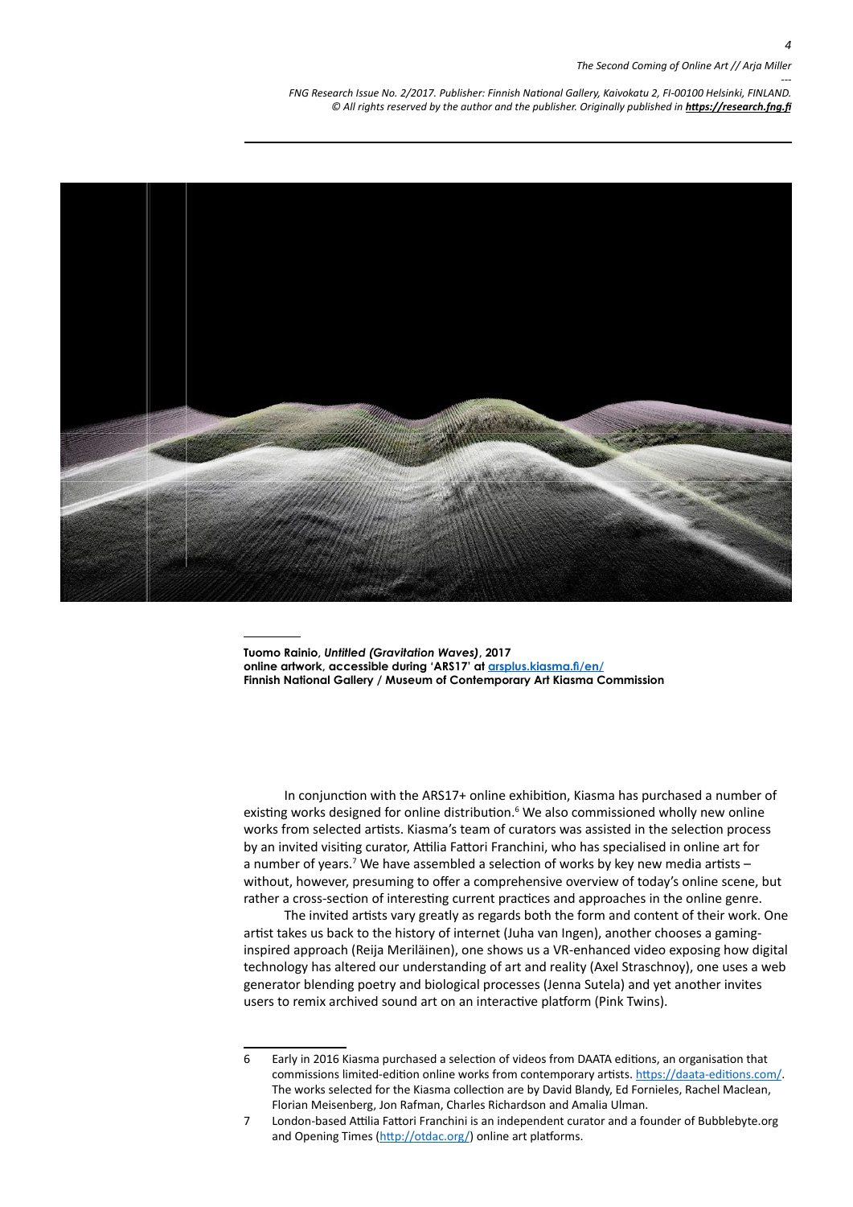**Tuomo Rainio, *Untitled (Gravitation Waves)*, 2017**
**online artwork, accessible during 'ARS17' at [arsplus.kiasma.fi/en/](arsplus.kiasma.fi/en/)**
**Finnish National Gallery / Museum of Contemporary Art Kiasma Commission**

In conjunction with the ARS17+ online exhibition, Kiasma has purchased a number of existing works designed for online distribution.[6] We also commissioned wholly new online works from selected artists. Kiasma's team of curators was assisted in the selection process by an invited visiting curator, Attilia Fattori Franchini, who has specialised in online art for a number of years.[7] We have assembled a selection of works by key new media artists – without, however, presuming to offer a comprehensive overview of today's online scene, but rather a cross-section of interesting current practices and approaches in the online genre.

The invited artists vary greatly as regards both the form and content of their work. One artist takes us back to the history of internet (Juha van Ingen), another chooses a gaming-inspired approach (Reija Meriläinen), one shows us a VR-enhanced video exposing how digital technology has altered our understanding of art and reality (Axel Straschnoy), one uses a web generator blending poetry and biological processes (Jenna Sutela) and yet another invites users to remix archived sound art on an interactive platform (Pink Twins).

---

6 Early in 2016 Kiasma purchased a selection of videos from DAATA editions, an organisation that commissions limited-edition online works from contemporary artists. https://daata-editions.com/. The works selected for the Kiasma collection are by David Blandy, Ed Fornieles, Rachel Maclean, Florian Meisenberg, Jon Rafman, Charles Richardson and Amalia Ulman.

7 London-based Attilia Fattori Franchini is an independent curator and a founder of Bubblebyte.org and Opening Times (http://otdac.org/) online art platforms.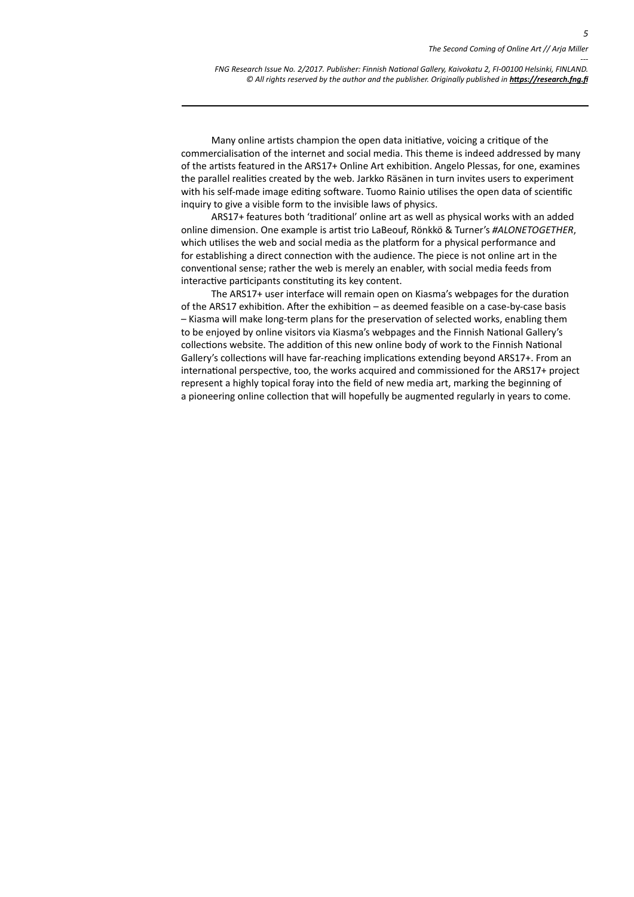Many online artists champion the open data initiative, voicing a critique of the commercialisation of the internet and social media. This theme is indeed addressed by many of the artists featured in the ARS17+ Online Art exhibition. Angelo Plessas, for one, examines the parallel realities created by the web. Jarkko Räsänen in turn invites users to experiment with his self-made image editing software. Tuomo Rainio utilises the open data of scientific inquiry to give a visible form to the invisible laws of physics.

ARS17+ features both 'traditional' online art as well as physical works with an added online dimension. One example is artist trio LaBeouf, Rönkkö & Turner's *#ALONETOGETHER*, which utilises the web and social media as the platform for a physical performance and for establishing a direct connection with the audience. The piece is not online art in the conventional sense; rather the web is merely an enabler, with social media feeds from interactive participants constituting its key content.

The ARS17+ user interface will remain open on Kiasma's webpages for the duration of the ARS17 exhibition. After the exhibition – as deemed feasible on a case-by-case basis – Kiasma will make long-term plans for the preservation of selected works, enabling them to be enjoyed by online visitors via Kiasma's webpages and the Finnish National Gallery's collections website. The addition of this new online body of work to the Finnish National Gallery's collections will have far-reaching implications extending beyond ARS17+. From an international perspective, too, the works acquired and commissioned for the ARS17+ project represent a highly topical foray into the field of new media art, marking the beginning of a pioneering online collection that will hopefully be augmented regularly in years to come.